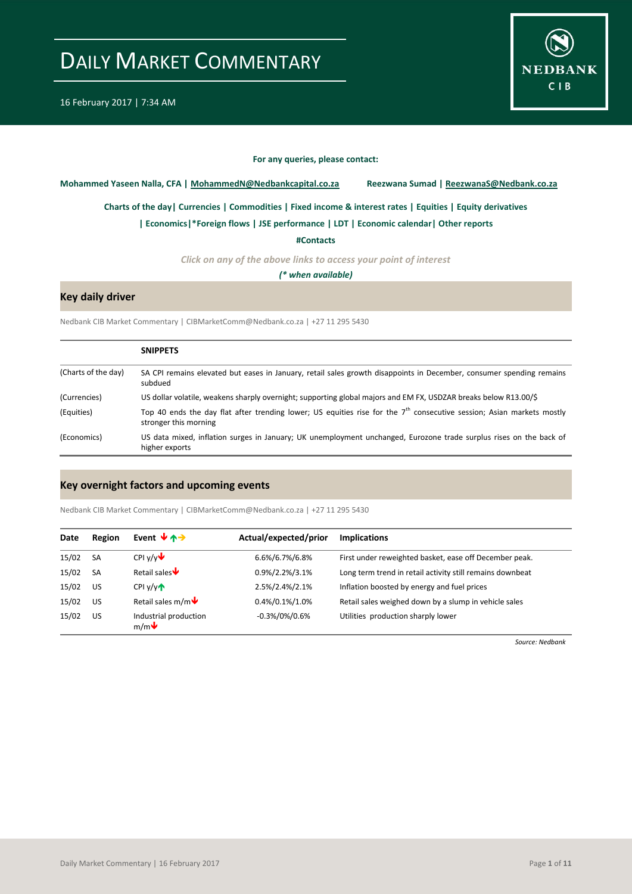# DAILY MARKET COMMENTARY

16 February 2017 | 7:34 AM

**For any queries, please contact:**

**Mohammed Yaseen Nalla, CFA | MohammedN@Nedbankcapital.co.za** **Reezwana Sumad | ReezwanaS@Nedbank.co.za**

**Charts of the day| Currencies | Commodities | Fixed income & interest rates | Equities | Equity derivatives**

**| Economics|*Foreign flows | JSE performance | LDT | Economic calendar| Other reports**

**#Contacts**

*Click on any of the above links to access your point of interest*

***(* when available)***

## Key daily driver

Nedbank CIB Market Commentary | CIBMarketComm@Nedbank.co.za | +27 11 295 5430

| | **SNIPPETS** |
|---|---|
| (Charts of the day) | SA CPI remains elevated but eases in January, retail sales growth disappoints in December, consumer spending remains subdued |
| (Currencies) | US dollar volatile, weakens sharply overnight; supporting global majors and EM FX, USDZAR breaks below R13.00/$ |
| (Equities) | Top 40 ends the day flat after trending lower; US equities rise for the 7th consecutive session; Asian markets mostly stronger this morning |
| (Economics) | US data mixed, inflation surges in January; UK unemployment unchanged, Eurozone trade surplus rises on the back of higher exports |

## Key overnight factors and upcoming events

Nedbank CIB Market Commentary | CIBMarketComm@Nedbank.co.za | +27 11 295 5430

| Date | Region | Event ↓↑→ | Actual/expected/prior | Implications |
|---|---|---|---|---|
| 15/02 | SA | CPI y/y↓ | 6.6%/6.7%/6.8% | First under reweighted basket, ease off December peak. |
| 15/02 | SA | Retail sales↓ | 0.9%/2.2%/3.1% | Long term trend in retail activity still remains downbeat |
| 15/02 | US | CPI y/y↑ | 2.5%/2.4%/2.1% | Inflation boosted by energy and fuel prices |
| 15/02 | US | Retail sales m/m↓ | 0.4%/0.1%/1.0% | Retail sales weighed down by a slump in vehicle sales |
| 15/02 | US | Industrial production m/m↓ | -0.3%/0%/0.6% | Utilities production sharply lower |

*Source: Nedbank*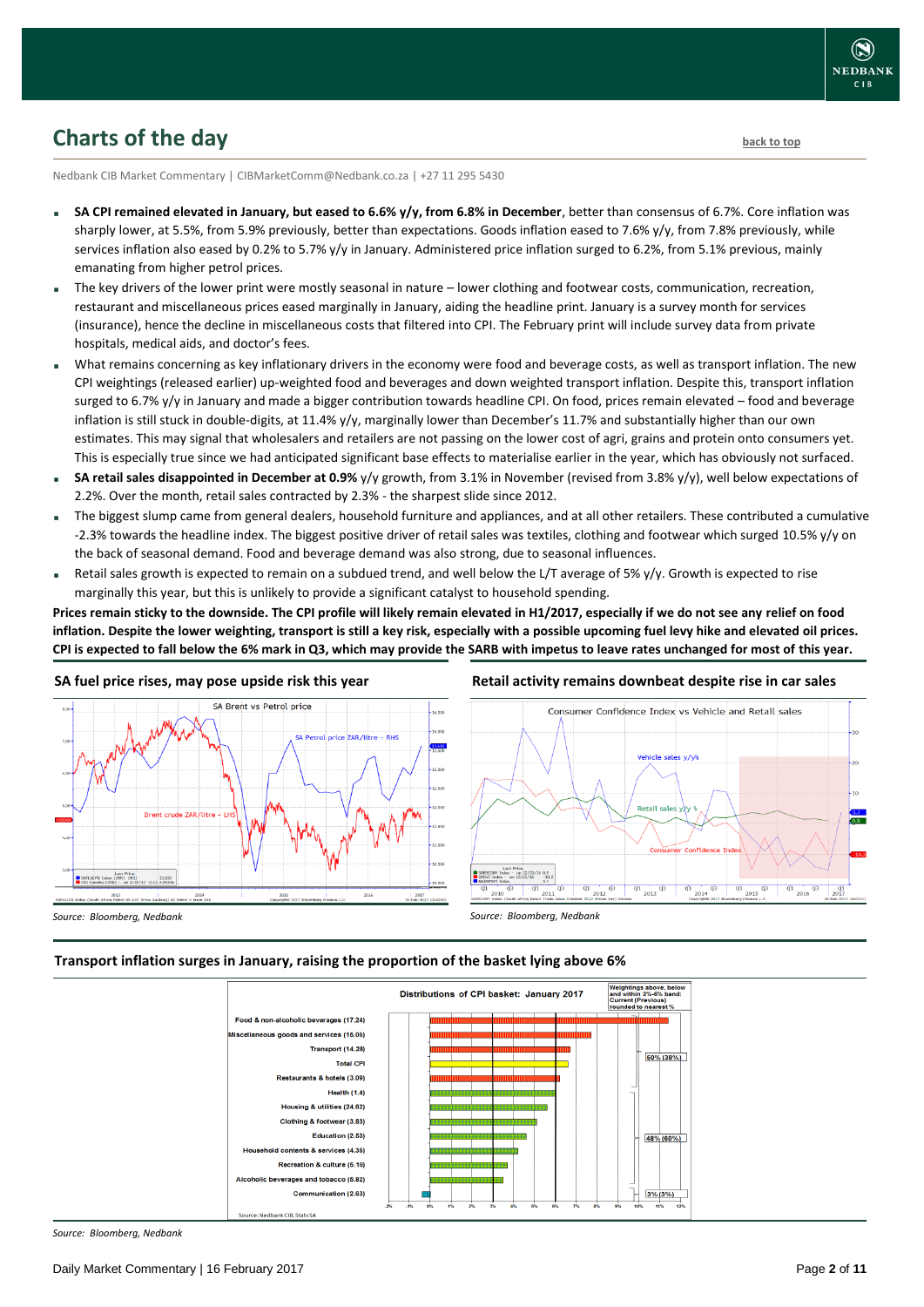## Charts of the day

Nedbank CIB Market Commentary | CIBMarketComm@Nedbank.co.za | +27 11 295 5430

- **SA CPI remained elevated in January, but eased to 6.6% y/y, from 6.8% in December**, better than consensus of 6.7%. Core inflation was sharply lower, at 5.5%, from 5.9% previously, better than expectations. Goods inflation eased to 7.6% y/y, from 7.8% previously, while services inflation also eased by 0.2% to 5.7% y/y in January. Administered price inflation surged to 6.2%, from 5.1% previous, mainly emanating from higher petrol prices.
- The key drivers of the lower print were mostly seasonal in nature – lower clothing and footwear costs, communication, recreation, restaurant and miscellaneous prices eased marginally in January, aiding the headline print. January is a survey month for services (insurance), hence the decline in miscellaneous costs that filtered into CPI. The February print will include survey data from private hospitals, medical aids, and doctor's fees.
- What remains concerning as key inflationary drivers in the economy were food and beverage costs, as well as transport inflation. The new CPI weightings (released earlier) up-weighted food and beverages and down weighted transport inflation. Despite this, transport inflation surged to 6.7% y/y in January and made a bigger contribution towards headline CPI. On food, prices remain elevated – food and beverage inflation is still stuck in double-digits, at 11.4% y/y, marginally lower than December's 11.7% and substantially higher than our own estimates. This may signal that wholesalers and retailers are not passing on the lower cost of agri, grains and protein onto consumers yet. This is especially true since we had anticipated significant base effects to materialise earlier in the year, which has obviously not surfaced.
- **SA retail sales disappointed in December at 0.9%** y/y growth, from 3.1% in November (revised from 3.8% y/y), well below expectations of 2.2%. Over the month, retail sales contracted by 2.3% - the sharpest slide since 2012.
- The biggest slump came from general dealers, household furniture and appliances, and at all other retailers. These contributed a cumulative -2.3% towards the headline index. The biggest positive driver of retail sales was textiles, clothing and footwear which surged 10.5% y/y on the back of seasonal demand. Food and beverage demand was also strong, due to seasonal influences.
- Retail sales growth is expected to remain on a subdued trend, and well below the L/T average of 5% y/y. Growth is expected to rise marginally this year, but this is unlikely to provide a significant catalyst to household spending.

**Prices remain sticky to the downside. The CPI profile will likely remain elevated in H1/2017, especially if we do not see any relief on food inflation. Despite the lower weighting, transport is still a key risk, especially with a possible upcoming fuel levy hike and elevated oil prices. CPI is expected to fall below the 6% mark in Q3, which may provide the SARB with impetus to leave rates unchanged for most of this year.**

**SA fuel price rises, may pose upside risk this year**

*Source: Bloomberg, Nedbank*

**Retail activity remains downbeat despite rise in car sales**

*Source: Bloomberg, Nedbank*

**Transport inflation surges in January, raising the proportion of the basket lying above 6%**

*Source: Bloomberg, Nedbank*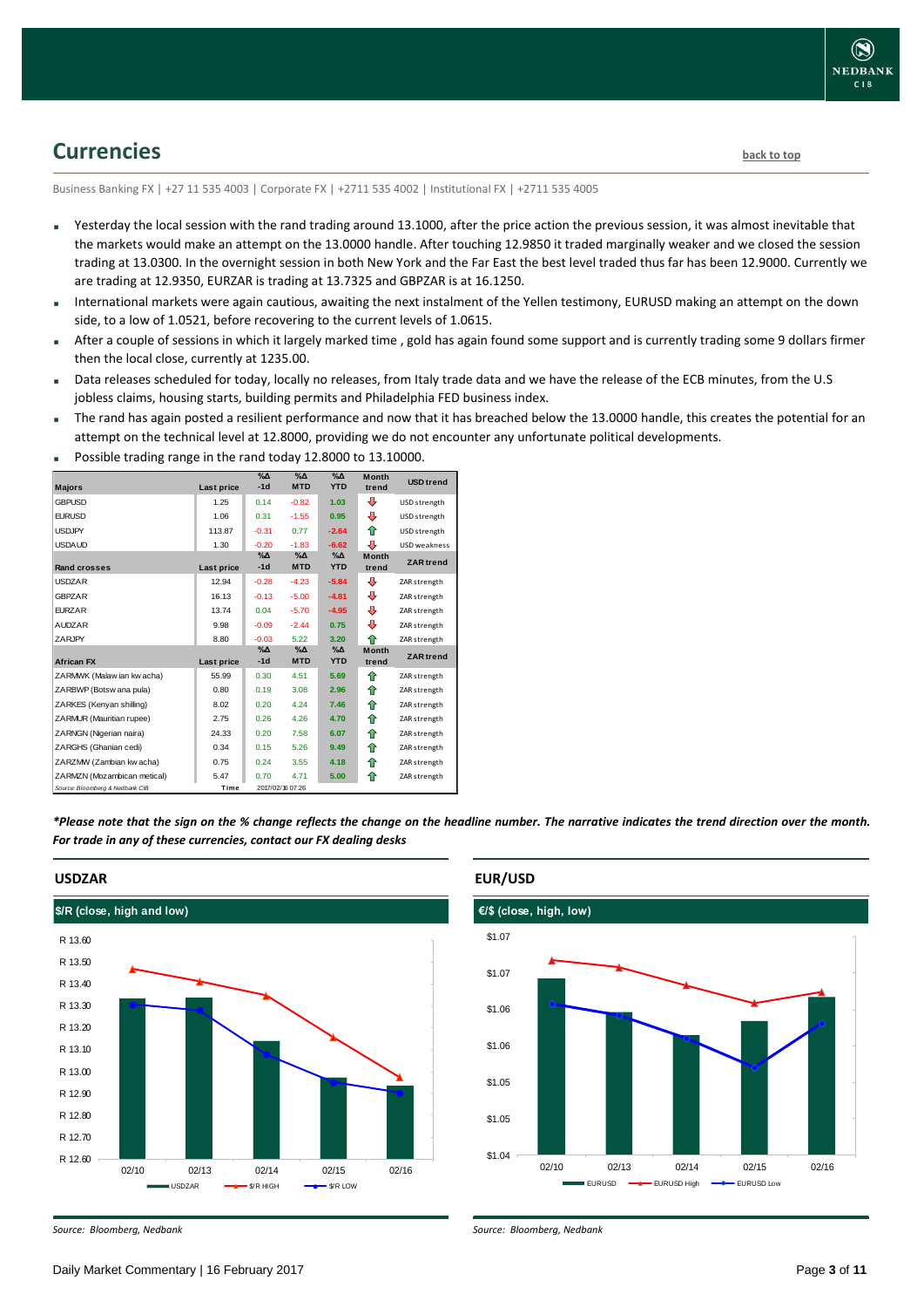## Currencies

back to top

Business Banking FX | +27 11 535 4003 | Corporate FX | +2711 535 4002 | Institutional FX | +2711 535 4005

- Yesterday the local session with the rand trading around 13.1000, after the price action the previous session, it was almost inevitable that the markets would make an attempt on the 13.0000 handle. After touching 12.9850 it traded marginally weaker and we closed the session trading at 13.0300. In the overnight session in both New York and the Far East the best level traded thus far has been 12.9000. Currently we are trading at 12.9350, EURZAR is trading at 13.7325 and GBPZAR is at 16.1250.
- International markets were again cautious, awaiting the next instalment of the Yellen testimony, EURUSD making an attempt on the down side, to a low of 1.0521, before recovering to the current levels of 1.0615.
- After a couple of sessions in which it largely marked time , gold has again found some support and is currently trading some 9 dollars firmer then the local close, currently at 1235.00.
- Data releases scheduled for today, locally no releases, from Italy trade data and we have the release of the ECB minutes, from the U.S jobless claims, housing starts, building permits and Philadelphia FED business index.
- The rand has again posted a resilient performance and now that it has breached below the 13.0000 handle, this creates the potential for an attempt on the technical level at 12.8000, providing we do not encounter any unfortunate political developments.
- Possible trading range in the rand today 12.8000 to 13.10000.

| Majors | Last price | %Δ -1d | %Δ MTD | %Δ YTD | Month trend | USD trend |
|---|---|---|---|---|---|---|
| GBPUSD | 1.25 | 0.14 | -0.82 | 1.03 | ⇩ | USD strength |
| EURUSD | 1.06 | 0.31 | -1.55 | 0.95 | ⇩ | USD strength |
| USDJPY | 113.87 | -0.31 | 0.77 | -2.64 | ⇧ | USD strength |
| USDAUD | 1.30 | -0.20 | -1.83 | -6.62 | ⇩ | USD weakness |
| **Rand crosses** | **Last price** | **%Δ -1d** | **%Δ MTD** | **%Δ YTD** | **Month trend** | **ZAR trend** |
| USDZAR | 12.94 | -0.28 | -4.23 | -5.84 | ⇩ | ZAR strength |
| GBPZAR | 16.13 | -0.13 | -5.00 | -4.81 | ⇩ | ZAR strength |
| EURZAR | 13.74 | 0.04 | -5.70 | -4.95 | ⇩ | ZAR strength |
| AUDZAR | 9.98 | -0.09 | -2.44 | 0.75 | ⇩ | ZAR strength |
| ZARJPY | 8.80 | -0.03 | 5.22 | 3.20 | ⇧ | ZAR strength |
| **African FX** | **Last price** | **%Δ -1d** | **%Δ MTD** | **%Δ YTD** | **Month trend** | **ZAR trend** |
| ZARMWK (Malawian kwacha) | 55.99 | 0.30 | 4.51 | 5.69 | ⇧ | ZAR strength |
| ZARBWP (Botswana pula) | 0.80 | 0.19 | 3.08 | 2.96 | ⇧ | ZAR strength |
| ZARKES (Kenyan shilling) | 8.02 | 0.20 | 4.24 | 7.46 | ⇧ | ZAR strength |
| ZARMUR (Mauritian rupee) | 2.75 | 0.26 | 4.26 | 4.70 | ⇧ | ZAR strength |
| ZARNGN (Nigerian naira) | 24.33 | 0.20 | 7.58 | 6.07 | ⇧ | ZAR strength |
| ZARGHS (Ghanian cedi) | 0.34 | 0.15 | 5.26 | 9.49 | ⇧ | ZAR strength |
| ZARZMW (Zambian kwacha) | 0.75 | 0.24 | 3.55 | 4.18 | ⇧ | ZAR strength |
| ZARMZN (Mozambican metical) | 5.47 | 0.70 | 4.71 | 5.00 | ⇧ | ZAR strength |
| Source: Bloomberg & Nedbank CIB | Time | 2017/02/16 07:26 | | | | |

*\*Please note that the sign on the % change reflects the change on the headline number. The narrative indicates the trend direction over the month. For trade in any of these currencies, contact our FX dealing desks*

### USDZAR

$/R (close, high and low)

Source: Bloomberg, Nedbank

### EUR/USD

€/$ (close, high, low)

Source: Bloomberg, Nedbank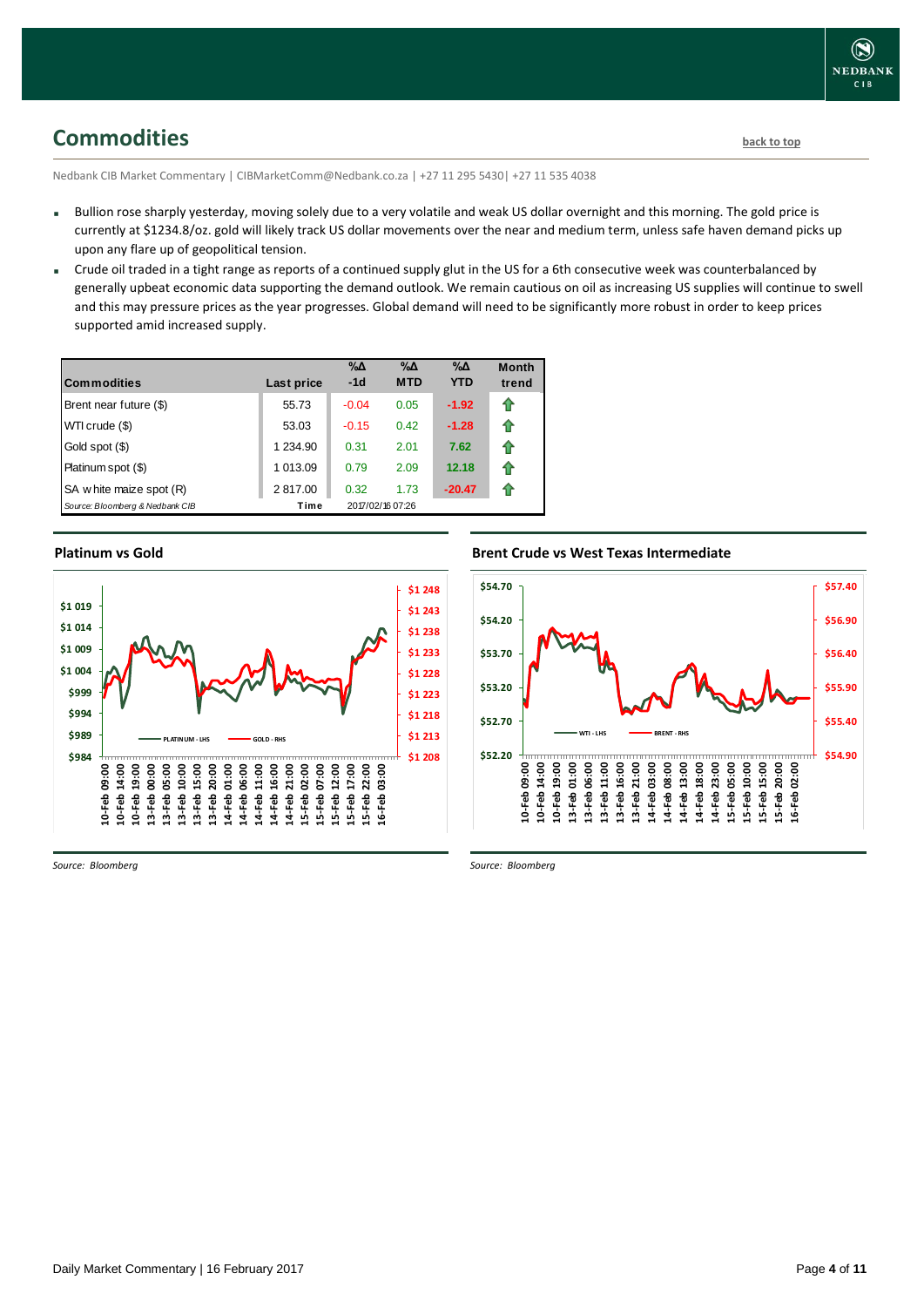## Commodities

back to top

Nedbank CIB Market Commentary | CIBMarketComm@Nedbank.co.za | +27 11 295 5430| +27 11 535 4038

- Bullion rose sharply yesterday, moving solely due to a very volatile and weak US dollar overnight and this morning. The gold price is currently at $1234.8/oz. gold will likely track US dollar movements over the near and medium term, unless safe haven demand picks up upon any flare up of geopolitical tension.
- Crude oil traded in a tight range as reports of a continued supply glut in the US for a 6th consecutive week was counterbalanced by generally upbeat economic data supporting the demand outlook. We remain cautious on oil as increasing US supplies will continue to swell and this may pressure prices as the year progresses. Global demand will need to be significantly more robust in order to keep prices supported amid increased supply.

| Commodities | Last price | %Δ -1d | %Δ MTD | %Δ YTD | Month trend |
|---|---|---|---|---|---|
| Brent near future ($) | 55.73 | -0.04 | 0.05 | -1.92 | ⇧ |
| WTI crude ($) | 53.03 | -0.15 | 0.42 | -1.28 | ⇧ |
| Gold spot ($) | 1 234.90 | 0.31 | 2.01 | 7.62 | ⇧ |
| Platinum spot ($) | 1 013.09 | 0.79 | 2.09 | 12.18 | ⇧ |
| SA white maize spot (R) | 2 817.00 | 0.32 | 1.73 | -20.47 | ⇧ |
| *Source: Bloomberg & Nedbank CIB* | Time | 2017/02/16 07:26 | | | |

**Platinum vs Gold**

*Source: Bloomberg*

**Brent Crude vs West Texas Intermediate**

*Source: Bloomberg*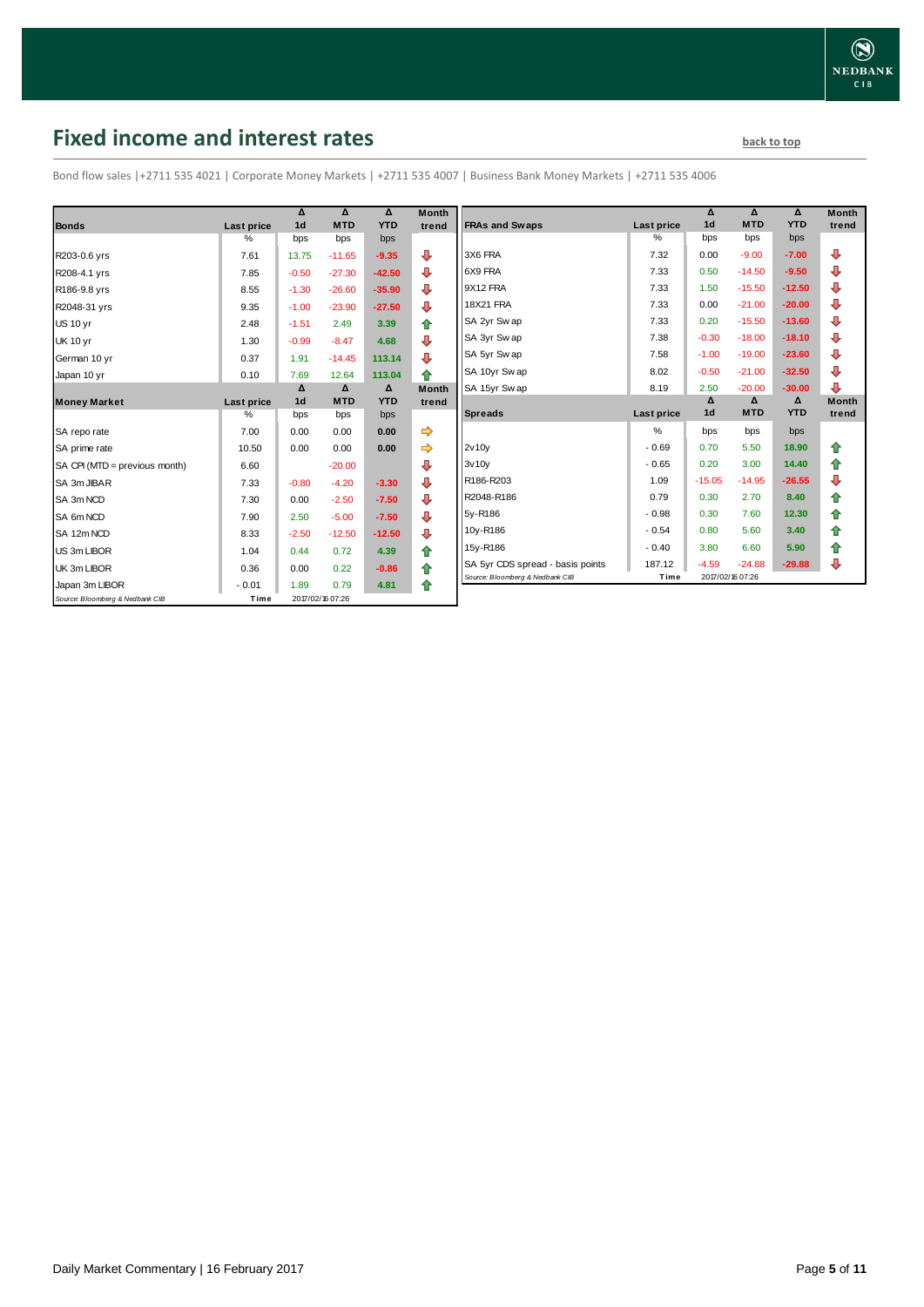# Fixed income and interest rates

back to top

Bond flow sales |+2711 535 4021 | Corporate Money Markets | +2711 535 4007 | Business Bank Money Markets | +2711 535 4006

| Bonds | Last price | Δ 1d | Δ MTD | Δ YTD | Month trend |
|---|---|---|---|---|---|
| | % | bps | bps | bps | |
| R203-0.6 yrs | 7.61 | 13.75 | -11.65 | -9.35 | ⇩ |
| R208-4.1 yrs | 7.85 | -0.50 | -27.30 | -42.50 | ⇩ |
| R186-9.8 yrs | 8.55 | -1.30 | -26.60 | -35.90 | ⇩ |
| R2048-31 yrs | 9.35 | -1.00 | -23.90 | -27.50 | ⇩ |
| US 10 yr | 2.48 | -1.51 | 2.49 | 3.39 | ⇧ |
| UK 10 yr | 1.30 | -0.99 | -8.47 | 4.68 | ⇩ |
| German 10 yr | 0.37 | 1.91 | -14.45 | 113.14 | ⇩ |
| Japan 10 yr | 0.10 | 7.69 | 12.64 | 113.04 | ⇧ |

| Money Market | Last price | Δ 1d | Δ MTD | Δ YTD | Month trend |
|---|---|---|---|---|---|
| | % | bps | bps | bps | |
| SA repo rate | 7.00 | 0.00 | 0.00 | 0.00 | ⇨ |
| SA prime rate | 10.50 | 0.00 | 0.00 | 0.00 | ⇨ |
| SA CPI (MTD = previous month) | 6.60 | | -20.00 | | ⇩ |
| SA 3m JIBAR | 7.33 | -0.80 | -4.20 | -3.30 | ⇩ |
| SA 3m NCD | 7.30 | 0.00 | -2.50 | -7.50 | ⇩ |
| SA 6m NCD | 7.90 | 2.50 | -5.00 | -7.50 | ⇩ |
| SA 12m NCD | 8.33 | -2.50 | -12.50 | -12.50 | ⇩ |
| US 3m LIBOR | 1.04 | 0.44 | 0.72 | 4.39 | ⇧ |
| UK 3m LIBOR | 0.36 | 0.00 | 0.22 | -0.86 | ⇧ |
| Japan 3m LIBOR | -0.01 | 1.89 | 0.79 | 4.81 | ⇧ |

Source: Bloomberg & Nedbank CIB | Time 2017/02/16 07:26

| FRAs and Swaps | Last price | Δ 1d | Δ MTD | Δ YTD | Month trend |
|---|---|---|---|---|---|
| | % | bps | bps | bps | |
| 3X6 FRA | 7.32 | 0.00 | -9.00 | -7.00 | ⇩ |
| 6X9 FRA | 7.33 | 0.50 | -14.50 | -9.50 | ⇩ |
| 9X12 FRA | 7.33 | 1.50 | -15.50 | -12.50 | ⇩ |
| 18X21 FRA | 7.33 | 0.00 | -21.00 | -20.00 | ⇩ |
| SA 2yr Swap | 7.33 | 0.20 | -15.50 | -13.60 | ⇩ |
| SA 3yr Swap | 7.38 | -0.30 | -18.00 | -18.10 | ⇩ |
| SA 5yr Swap | 7.58 | -1.00 | -19.00 | -23.60 | ⇩ |
| SA 10yr Swap | 8.02 | -0.50 | -21.00 | -32.50 | ⇩ |
| SA 15yr Swap | 8.19 | 2.50 | -20.00 | -30.00 | ⇩ |

| Spreads | Last price | Δ 1d | Δ MTD | Δ YTD | Month trend |
|---|---|---|---|---|---|
| | % | bps | bps | bps | |
| 2v10y | -0.69 | 0.70 | 5.50 | 18.90 | ⇧ |
| 3v10y | -0.65 | 0.20 | 3.00 | 14.40 | ⇧ |
| R186-R203 | 1.09 | -15.05 | -14.95 | -26.55 | ⇩ |
| R2048-R186 | 0.79 | 0.30 | 2.70 | 8.40 | ⇧ |
| 5y-R186 | -0.98 | 0.30 | 7.60 | 12.30 | ⇧ |
| 10y-R186 | -0.54 | 0.80 | 5.60 | 3.40 | ⇧ |
| 15y-R186 | -0.40 | 3.80 | 6.60 | 5.90 | ⇧ |
| SA 5yr CDS spread - basis points | 187.12 | -4.59 | -24.88 | -29.88 | ⇩ |

Source: Bloomberg & Nedbank CIB | Time 2017/02/16 07:26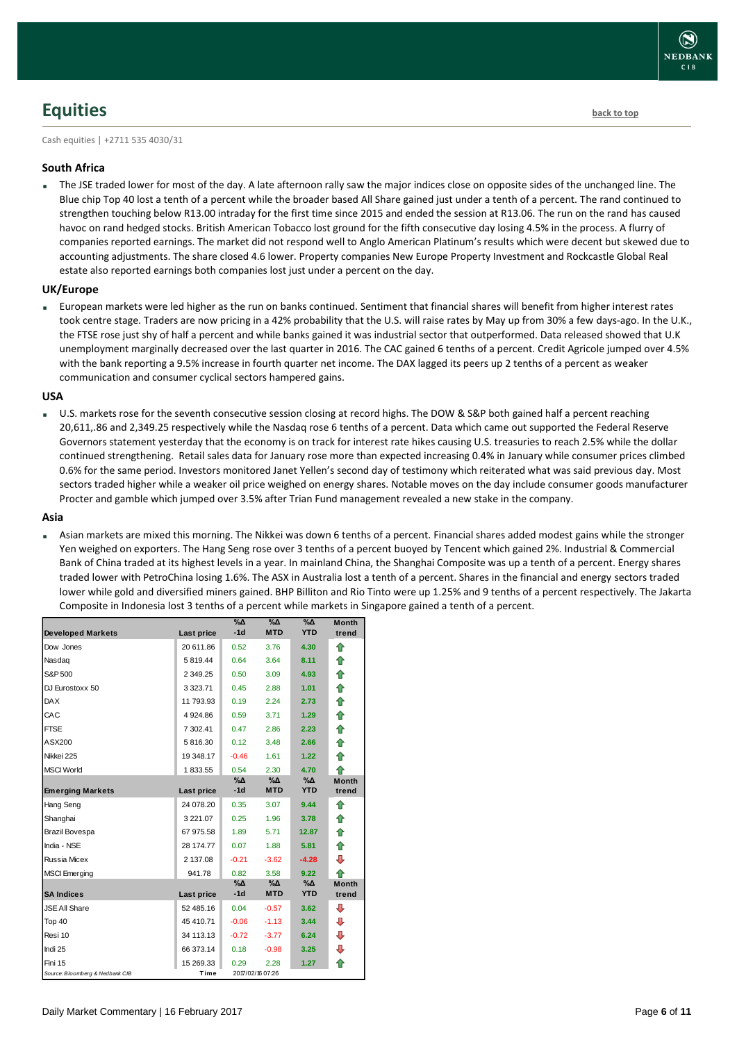# Equities

back to top

Cash equities | +2711 535 4030/31

### South Africa

- The JSE traded lower for most of the day. A late afternoon rally saw the major indices close on opposite sides of the unchanged line. The Blue chip Top 40 lost a tenth of a percent while the broader based All Share gained just under a tenth of a percent. The rand continued to strengthen touching below R13.00 intraday for the first time since 2015 and ended the session at R13.06. The run on the rand has caused havoc on rand hedged stocks. British American Tobacco lost ground for the fifth consecutive day losing 4.5% in the process. A flurry of companies reported earnings. The market did not respond well to Anglo American Platinum's results which were decent but skewed due to accounting adjustments. The share closed 4.6 lower. Property companies New Europe Property Investment and Rockcastle Global Real estate also reported earnings both companies lost just under a percent on the day.

### UK/Europe

- European markets were led higher as the run on banks continued. Sentiment that financial shares will benefit from higher interest rates took centre stage. Traders are now pricing in a 42% probability that the U.S. will raise rates by May up from 30% a few days-ago. In the U.K., the FTSE rose just shy of half a percent and while banks gained it was industrial sector that outperformed. Data released showed that U.K unemployment marginally decreased over the last quarter in 2016. The CAC gained 6 tenths of a percent. Credit Agricole jumped over 4.5% with the bank reporting a 9.5% increase in fourth quarter net income. The DAX lagged its peers up 2 tenths of a percent as weaker communication and consumer cyclical sectors hampered gains.

### USA

- U.S. markets rose for the seventh consecutive session closing at record highs. The DOW & S&P both gained half a percent reaching 20,611,.86 and 2,349.25 respectively while the Nasdaq rose 6 tenths of a percent. Data which came out supported the Federal Reserve Governors statement yesterday that the economy is on track for interest rate hikes causing U.S. treasuries to reach 2.5% while the dollar continued strengthening. Retail sales data for January rose more than expected increasing 0.4% in January while consumer prices climbed 0.6% for the same period. Investors monitored Janet Yellen's second day of testimony which reiterated what was said previous day. Most sectors traded higher while a weaker oil price weighed on energy shares. Notable moves on the day include consumer goods manufacturer Procter and gamble which jumped over 3.5% after Trian Fund management revealed a new stake in the company.

### Asia

- Asian markets are mixed this morning. The Nikkei was down 6 tenths of a percent. Financial shares added modest gains while the stronger Yen weighed on exporters. The Hang Seng rose over 3 tenths of a percent buoyed by Tencent which gained 2%. Industrial & Commercial Bank of China traded at its highest levels in a year. In mainland China, the Shanghai Composite was up a tenth of a percent. Energy shares traded lower with PetroChina losing 1.6%. The ASX in Australia lost a tenth of a percent. Shares in the financial and energy sectors traded lower while gold and diversified miners gained. BHP Billiton and Rio Tinto were up 1.25% and 9 tenths of a percent respectively. The Jakarta Composite in Indonesia lost 3 tenths of a percent while markets in Singapore gained a tenth of a percent.

| Developed Markets | Last price | %Δ -1d | %Δ MTD | %Δ YTD | Month trend |
|---|---|---|---|---|---|
| Dow Jones | 20 611.86 | 0.52 | 3.76 | 4.30 | ⇧ |
| Nasdaq | 5 819.44 | 0.64 | 3.64 | 8.11 | ⇧ |
| S&P 500 | 2 349.25 | 0.50 | 3.09 | 4.93 | ⇧ |
| DJ Eurostoxx 50 | 3 323.71 | 0.45 | 2.88 | 1.01 | ⇧ |
| DAX | 11 793.93 | 0.19 | 2.24 | 2.73 | ⇧ |
| CAC | 4 924.86 | 0.59 | 3.71 | 1.29 | ⇧ |
| FTSE | 7 302.41 | 0.47 | 2.86 | 2.23 | ⇧ |
| ASX200 | 5 816.30 | 0.12 | 3.48 | 2.66 | ⇧ |
| Nikkei 225 | 19 348.17 | -0.46 | 1.61 | 1.22 | ⇧ |
| MSCI World | 1 833.55 | 0.54 | 2.30 | 4.70 | ⇧ |
| **Emerging Markets** | **Last price** | **%Δ -1d** | **%Δ MTD** | **%Δ YTD** | **Month trend** |
| Hang Seng | 24 078.20 | 0.35 | 3.07 | 9.44 | ⇧ |
| Shanghai | 3 221.07 | 0.25 | 1.96 | 3.78 | ⇧ |
| Brazil Bovespa | 67 975.58 | 1.89 | 5.71 | 12.87 | ⇧ |
| India - NSE | 28 174.77 | 0.07 | 1.88 | 5.81 | ⇧ |
| Russia Micex | 2 137.08 | -0.21 | -3.62 | -4.28 | ⇩ |
| MSCI Emerging | 941.78 | 0.82 | 3.58 | 9.22 | ⇧ |
| **SA Indices** | **Last price** | **%Δ -1d** | **%Δ MTD** | **%Δ YTD** | **Month trend** |
| JSE All Share | 52 485.16 | 0.04 | -0.57 | 3.62 | ⇩ |
| Top 40 | 45 410.71 | -0.06 | -1.13 | 3.44 | ⇩ |
| Resi 10 | 34 113.13 | -0.72 | -3.77 | 6.24 | ⇩ |
| Indi 25 | 66 373.14 | 0.18 | -0.98 | 3.25 | ⇩ |
| Fini 15 | 15 269.33 | 0.29 | 2.28 | 1.27 | ⇧ |

Source: Bloomberg & Nedbank CIB | Time: 2017/02/16 07:26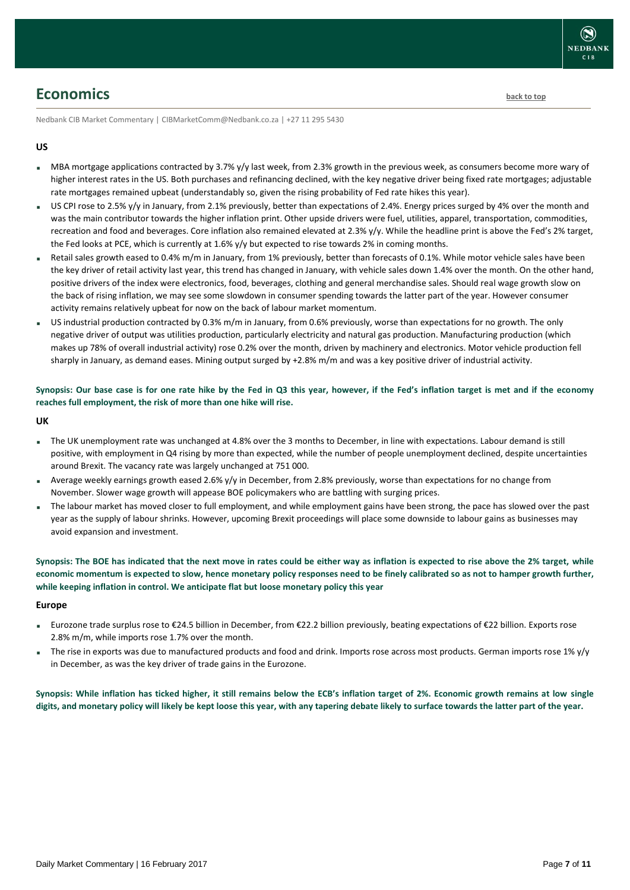## Economics

back to top

Nedbank CIB Market Commentary | CIBMarketComm@Nedbank.co.za | +27 11 295 5430

### US

- MBA mortgage applications contracted by 3.7% y/y last week, from 2.3% growth in the previous week, as consumers become more wary of higher interest rates in the US. Both purchases and refinancing declined, with the key negative driver being fixed rate mortgages; adjustable rate mortgages remained upbeat (understandably so, given the rising probability of Fed rate hikes this year).
- US CPI rose to 2.5% y/y in January, from 2.1% previously, better than expectations of 2.4%. Energy prices surged by 4% over the month and was the main contributor towards the higher inflation print. Other upside drivers were fuel, utilities, apparel, transportation, commodities, recreation and food and beverages. Core inflation also remained elevated at 2.3% y/y. While the headline print is above the Fed's 2% target, the Fed looks at PCE, which is currently at 1.6% y/y but expected to rise towards 2% in coming months.
- Retail sales growth eased to 0.4% m/m in January, from 1% previously, better than forecasts of 0.1%. While motor vehicle sales have been the key driver of retail activity last year, this trend has changed in January, with vehicle sales down 1.4% over the month. On the other hand, positive drivers of the index were electronics, food, beverages, clothing and general merchandise sales. Should real wage growth slow on the back of rising inflation, we may see some slowdown in consumer spending towards the latter part of the year. However consumer activity remains relatively upbeat for now on the back of labour market momentum.
- US industrial production contracted by 0.3% m/m in January, from 0.6% previously, worse than expectations for no growth. The only negative driver of output was utilities production, particularly electricity and natural gas production. Manufacturing production (which makes up 78% of overall industrial activity) rose 0.2% over the month, driven by machinery and electronics. Motor vehicle production fell sharply in January, as demand eases. Mining output surged by +2.8% m/m and was a key positive driver of industrial activity.

**Synopsis: Our base case is for one rate hike by the Fed in Q3 this year, however, if the Fed's inflation target is met and if the economy reaches full employment, the risk of more than one hike will rise.**

### UK

- The UK unemployment rate was unchanged at 4.8% over the 3 months to December, in line with expectations. Labour demand is still positive, with employment in Q4 rising by more than expected, while the number of people unemployment declined, despite uncertainties around Brexit. The vacancy rate was largely unchanged at 751 000.
- Average weekly earnings growth eased 2.6% y/y in December, from 2.8% previously, worse than expectations for no change from November. Slower wage growth will appease BOE policymakers who are battling with surging prices.
- The labour market has moved closer to full employment, and while employment gains have been strong, the pace has slowed over the past year as the supply of labour shrinks. However, upcoming Brexit proceedings will place some downside to labour gains as businesses may avoid expansion and investment.

**Synopsis: The BOE has indicated that the next move in rates could be either way as inflation is expected to rise above the 2% target, while economic momentum is expected to slow, hence monetary policy responses need to be finely calibrated so as not to hamper growth further, while keeping inflation in control. We anticipate flat but loose monetary policy this year**

### Europe

- Eurozone trade surplus rose to €24.5 billion in December, from €22.2 billion previously, beating expectations of €22 billion. Exports rose 2.8% m/m, while imports rose 1.7% over the month.
- The rise in exports was due to manufactured products and food and drink. Imports rose across most products. German imports rose 1% y/y in December, as was the key driver of trade gains in the Eurozone.

**Synopsis: While inflation has ticked higher, it still remains below the ECB's inflation target of 2%. Economic growth remains at low single digits, and monetary policy will likely be kept loose this year, with any tapering debate likely to surface towards the latter part of the year.**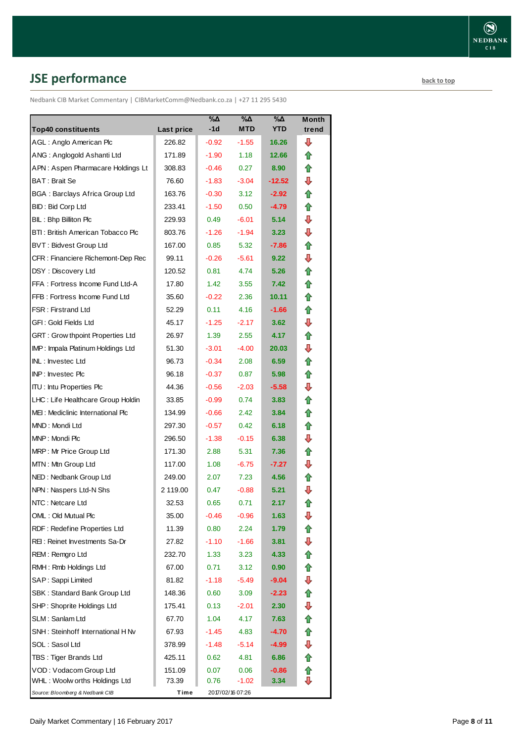## JSE performance

back to top

Nedbank CIB Market Commentary | CIBMarketComm@Nedbank.co.za | +27 11 295 5430

| Top40 constituents | Last price | %Δ -1d | %Δ MTD | %Δ YTD | Month trend |
|---|---|---|---|---|---|
| AGL : Anglo American Plc | 226.82 | -0.92 | -1.55 | 16.26 | ⇩ |
| ANG : Anglogold Ashanti Ltd | 171.89 | -1.90 | 1.18 | 12.66 | ⇧ |
| APN : Aspen Pharmacare Holdings Lt | 308.83 | -0.46 | 0.27 | 8.90 | ⇧ |
| BAT : Brait Se | 76.60 | -1.83 | -3.04 | -12.52 | ⇩ |
| BGA : Barclays Africa Group Ltd | 163.76 | -0.30 | 3.12 | -2.92 | ⇧ |
| BID : Bid Corp Ltd | 233.41 | -1.50 | 0.50 | -4.79 | ⇧ |
| BIL : Bhp Billiton Plc | 229.93 | 0.49 | -6.01 | 5.14 | ⇩ |
| BTI : British American Tobacco Plc | 803.76 | -1.26 | -1.94 | 3.23 | ⇩ |
| BVT : Bidvest Group Ltd | 167.00 | 0.85 | 5.32 | -7.86 | ⇧ |
| CFR : Financiere Richemont-Dep Rec | 99.11 | -0.26 | -5.61 | 9.22 | ⇩ |
| DSY : Discovery Ltd | 120.52 | 0.81 | 4.74 | 5.26 | ⇧ |
| FFA : Fortress Income Fund Ltd-A | 17.80 | 1.42 | 3.55 | 7.42 | ⇧ |
| FFB : Fortress Income Fund Ltd | 35.60 | -0.22 | 2.36 | 10.11 | ⇧ |
| FSR : Firstrand Ltd | 52.29 | 0.11 | 4.16 | -1.66 | ⇧ |
| GFI : Gold Fields Ltd | 45.17 | -1.25 | -2.17 | 3.62 | ⇩ |
| GRT : Growthpoint Properties Ltd | 26.97 | 1.39 | 2.55 | 4.17 | ⇧ |
| IMP : Impala Platinum Holdings Ltd | 51.30 | -3.01 | -4.00 | 20.03 | ⇩ |
| INL : Investec Ltd | 96.73 | -0.34 | 2.08 | 6.59 | ⇧ |
| INP : Investec Plc | 96.18 | -0.37 | 0.87 | 5.98 | ⇧ |
| ITU : Intu Properties Plc | 44.36 | -0.56 | -2.03 | -5.58 | ⇩ |
| LHC : Life Healthcare Group Holdin | 33.85 | -0.99 | 0.74 | 3.83 | ⇧ |
| MEI : Mediclinic International Plc | 134.99 | -0.66 | 2.42 | 3.84 | ⇧ |
| MND : Mondi Ltd | 297.30 | -0.57 | 0.42 | 6.18 | ⇧ |
| MNP : Mondi Plc | 296.50 | -1.38 | -0.15 | 6.38 | ⇩ |
| MRP : Mr Price Group Ltd | 171.30 | 2.88 | 5.31 | 7.36 | ⇧ |
| MTN : Mtn Group Ltd | 117.00 | 1.08 | -6.75 | -7.27 | ⇩ |
| NED : Nedbank Group Ltd | 249.00 | 2.07 | 7.23 | 4.56 | ⇧ |
| NPN : Naspers Ltd-N Shs | 2 119.00 | 0.47 | -0.88 | 5.21 | ⇩ |
| NTC : Netcare Ltd | 32.53 | 0.65 | 0.71 | 2.17 | ⇧ |
| OML : Old Mutual Plc | 35.00 | -0.46 | -0.96 | 1.63 | ⇩ |
| RDF : Redefine Properties Ltd | 11.39 | 0.80 | 2.24 | 1.79 | ⇧ |
| REI : Reinet Investments Sa-Dr | 27.82 | -1.10 | -1.66 | 3.81 | ⇩ |
| REM : Remgro Ltd | 232.70 | 1.33 | 3.23 | 4.33 | ⇧ |
| RMH : Rmb Holdings Ltd | 67.00 | 0.71 | 3.12 | 0.90 | ⇧ |
| SAP : Sappi Limited | 81.82 | -1.18 | -5.49 | -9.04 | ⇩ |
| SBK : Standard Bank Group Ltd | 148.36 | 0.60 | 3.09 | -2.23 | ⇧ |
| SHP : Shoprite Holdings Ltd | 175.41 | 0.13 | -2.01 | 2.30 | ⇩ |
| SLM : Sanlam Ltd | 67.70 | 1.04 | 4.17 | 7.63 | ⇧ |
| SNH : Steinhoff International H Nv | 67.93 | -1.45 | 4.83 | -4.70 | ⇧ |
| SOL : Sasol Ltd | 378.99 | -1.48 | -5.14 | -4.99 | ⇩ |
| TBS : Tiger Brands Ltd | 425.11 | 0.62 | 4.81 | 6.86 | ⇧ |
| VOD : Vodacom Group Ltd | 151.09 | 0.07 | 0.06 | -0.86 | ⇧ |
| WHL : Woolworths Holdings Ltd | 73.39 | 0.76 | -1.02 | 3.34 | ⇩ |

*Source: Bloomberg & Nedbank CIB* **Time** 2017/02/16 07:26

Daily Market Commentary | 16 February 2017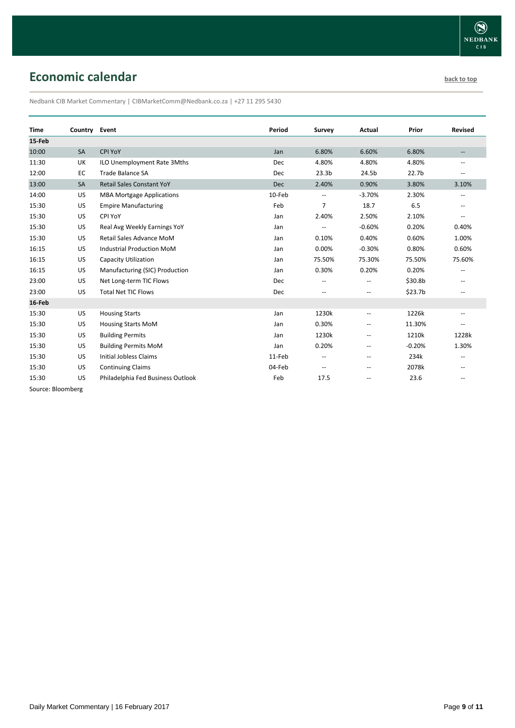## Economic calendar

back to top

Nedbank CIB Market Commentary | CIBMarketComm@Nedbank.co.za | +27 11 295 5430

| Time | Country | Event | Period | Survey | Actual | Prior | Revised |
|---|---|---|---|---|---|---|---|
| **15-Feb** | | | | | | | |
| 10:00 | SA | CPI YoY | Jan | 6.80% | 6.60% | 6.80% | -- |
| 11:30 | UK | ILO Unemployment Rate 3Mths | Dec | 4.80% | 4.80% | 4.80% | -- |
| 12:00 | EC | Trade Balance SA | Dec | 23.3b | 24.5b | 22.7b | -- |
| 13:00 | SA | Retail Sales Constant YoY | Dec | 2.40% | 0.90% | 3.80% | 3.10% |
| 14:00 | US | MBA Mortgage Applications | 10-Feb | -- | -3.70% | 2.30% | -- |
| 15:30 | US | Empire Manufacturing | Feb | 7 | 18.7 | 6.5 | -- |
| 15:30 | US | CPI YoY | Jan | 2.40% | 2.50% | 2.10% | -- |
| 15:30 | US | Real Avg Weekly Earnings YoY | Jan | -- | -0.60% | 0.20% | 0.40% |
| 15:30 | US | Retail Sales Advance MoM | Jan | 0.10% | 0.40% | 0.60% | 1.00% |
| 16:15 | US | Industrial Production MoM | Jan | 0.00% | -0.30% | 0.80% | 0.60% |
| 16:15 | US | Capacity Utilization | Jan | 75.50% | 75.30% | 75.50% | 75.60% |
| 16:15 | US | Manufacturing (SIC) Production | Jan | 0.30% | 0.20% | 0.20% | -- |
| 23:00 | US | Net Long-term TIC Flows | Dec | -- | -- | $30.8b | -- |
| 23:00 | US | Total Net TIC Flows | Dec | -- | -- | $23.7b | -- |
| **16-Feb** | | | | | | | |
| 15:30 | US | Housing Starts | Jan | 1230k | -- | 1226k | -- |
| 15:30 | US | Housing Starts MoM | Jan | 0.30% | -- | 11.30% | -- |
| 15:30 | US | Building Permits | Jan | 1230k | -- | 1210k | 1228k |
| 15:30 | US | Building Permits MoM | Jan | 0.20% | -- | -0.20% | 1.30% |
| 15:30 | US | Initial Jobless Claims | 11-Feb | -- | -- | 234k | -- |
| 15:30 | US | Continuing Claims | 04-Feb | -- | -- | 2078k | -- |
| 15:30 | US | Philadelphia Fed Business Outlook | Feb | 17.5 | -- | 23.6 | -- |

Source: Bloomberg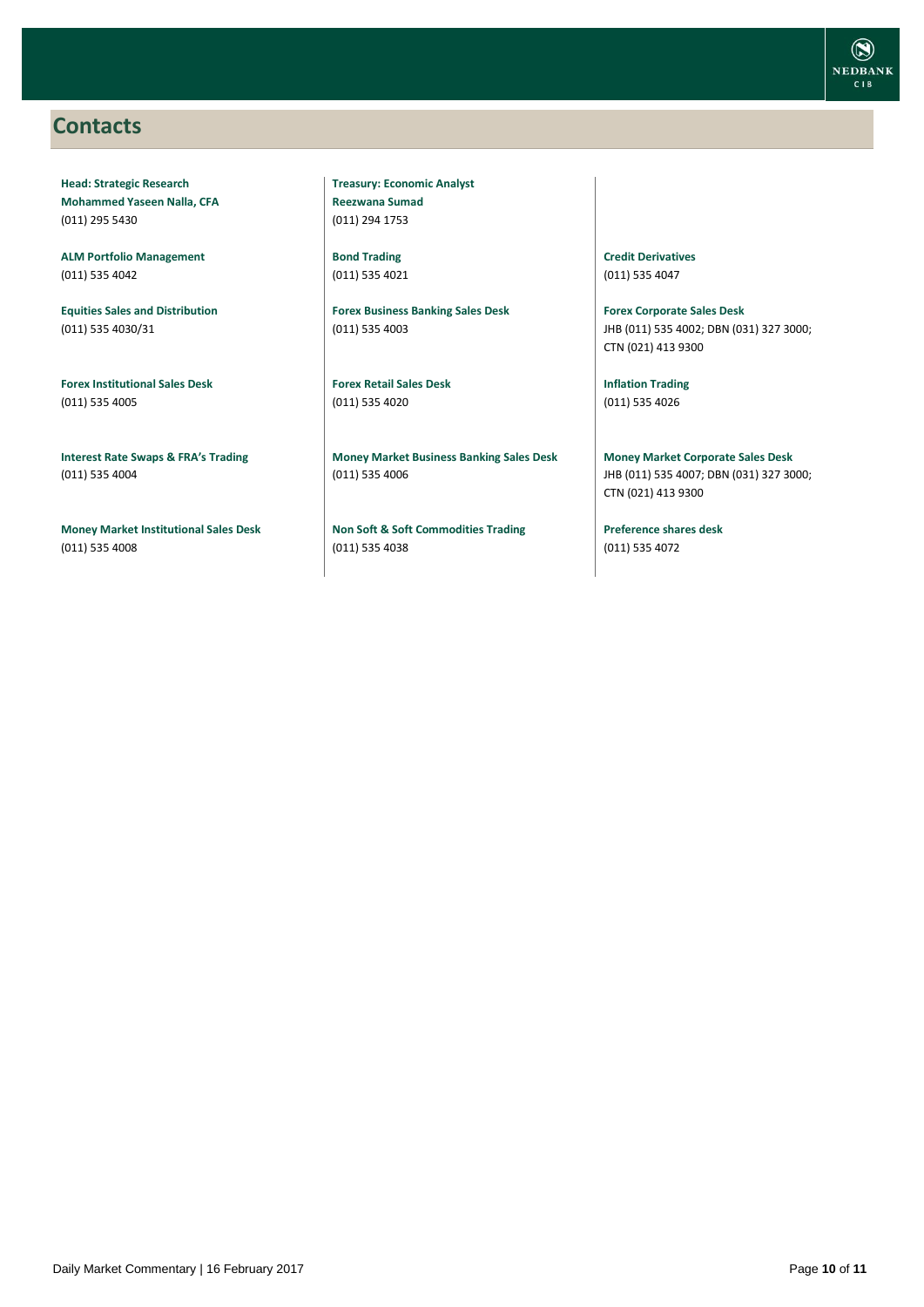## Contacts

**Head: Strategic Research**
**Mohammed Yaseen Nalla, CFA**
(011) 295 5430

**Treasury: Economic Analyst**
**Reezwana Sumad**
(011) 294 1753

**ALM Portfolio Management**
(011) 535 4042

**Bond Trading**
(011) 535 4021

**Credit Derivatives**
(011) 535 4047

**Equities Sales and Distribution**
(011) 535 4030/31

**Forex Business Banking Sales Desk**
(011) 535 4003

**Forex Corporate Sales Desk**
JHB (011) 535 4002; DBN (031) 327 3000; CTN (021) 413 9300

**Forex Institutional Sales Desk**
(011) 535 4005

**Forex Retail Sales Desk**
(011) 535 4020

**Inflation Trading**
(011) 535 4026

**Interest Rate Swaps & FRA's Trading**
(011) 535 4004

**Money Market Business Banking Sales Desk**
(011) 535 4006

**Money Market Corporate Sales Desk**
JHB (011) 535 4007; DBN (031) 327 3000; CTN (021) 413 9300

**Money Market Institutional Sales Desk**
(011) 535 4008

**Non Soft & Soft Commodities Trading**
(011) 535 4038

**Preference shares desk**
(011) 535 4072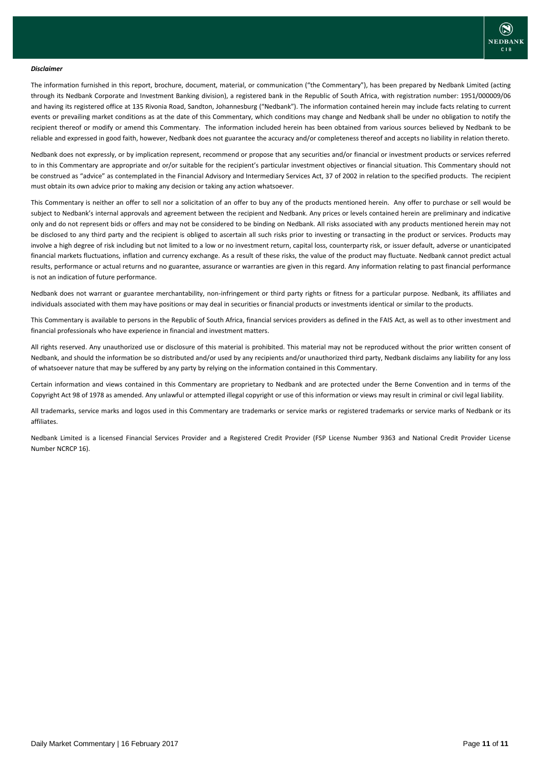***Disclaimer***

The information furnished in this report, brochure, document, material, or communication ("the Commentary"), has been prepared by Nedbank Limited (acting through its Nedbank Corporate and Investment Banking division), a registered bank in the Republic of South Africa, with registration number: 1951/000009/06 and having its registered office at 135 Rivonia Road, Sandton, Johannesburg ("Nedbank"). The information contained herein may include facts relating to current events or prevailing market conditions as at the date of this Commentary, which conditions may change and Nedbank shall be under no obligation to notify the recipient thereof or modify or amend this Commentary. The information included herein has been obtained from various sources believed by Nedbank to be reliable and expressed in good faith, however, Nedbank does not guarantee the accuracy and/or completeness thereof and accepts no liability in relation thereto.

Nedbank does not expressly, or by implication represent, recommend or propose that any securities and/or financial or investment products or services referred to in this Commentary are appropriate and or/or suitable for the recipient's particular investment objectives or financial situation. This Commentary should not be construed as "advice" as contemplated in the Financial Advisory and Intermediary Services Act, 37 of 2002 in relation to the specified products. The recipient must obtain its own advice prior to making any decision or taking any action whatsoever.

This Commentary is neither an offer to sell nor a solicitation of an offer to buy any of the products mentioned herein. Any offer to purchase or sell would be subject to Nedbank's internal approvals and agreement between the recipient and Nedbank. Any prices or levels contained herein are preliminary and indicative only and do not represent bids or offers and may not be considered to be binding on Nedbank. All risks associated with any products mentioned herein may not be disclosed to any third party and the recipient is obliged to ascertain all such risks prior to investing or transacting in the product or services. Products may involve a high degree of risk including but not limited to a low or no investment return, capital loss, counterparty risk, or issuer default, adverse or unanticipated financial markets fluctuations, inflation and currency exchange. As a result of these risks, the value of the product may fluctuate. Nedbank cannot predict actual results, performance or actual returns and no guarantee, assurance or warranties are given in this regard. Any information relating to past financial performance is not an indication of future performance.

Nedbank does not warrant or guarantee merchantability, non-infringement or third party rights or fitness for a particular purpose. Nedbank, its affiliates and individuals associated with them may have positions or may deal in securities or financial products or investments identical or similar to the products.

This Commentary is available to persons in the Republic of South Africa, financial services providers as defined in the FAIS Act, as well as to other investment and financial professionals who have experience in financial and investment matters.

All rights reserved. Any unauthorized use or disclosure of this material is prohibited. This material may not be reproduced without the prior written consent of Nedbank, and should the information be so distributed and/or used by any recipients and/or unauthorized third party, Nedbank disclaims any liability for any loss of whatsoever nature that may be suffered by any party by relying on the information contained in this Commentary.

Certain information and views contained in this Commentary are proprietary to Nedbank and are protected under the Berne Convention and in terms of the Copyright Act 98 of 1978 as amended. Any unlawful or attempted illegal copyright or use of this information or views may result in criminal or civil legal liability.

All trademarks, service marks and logos used in this Commentary are trademarks or service marks or registered trademarks or service marks of Nedbank or its affiliates.

Nedbank Limited is a licensed Financial Services Provider and a Registered Credit Provider (FSP License Number 9363 and National Credit Provider License Number NCRCP 16).